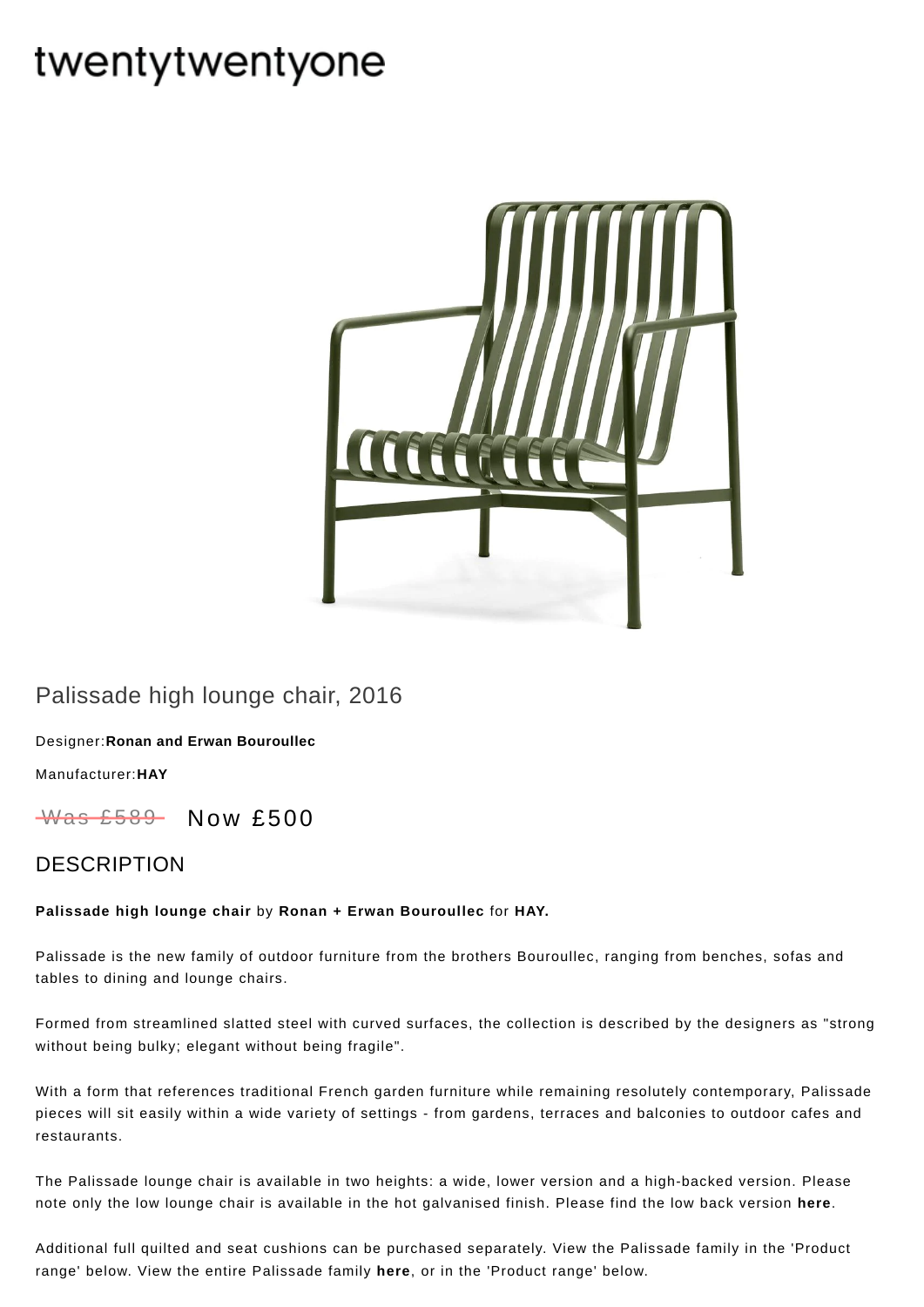# twentytwentyone

## Palissade high lounge chair, 2016

Designer:**Ronan and Erwan Bouroullec**

Manufacturer:**HAY**

~~Was £589~~ Now £500

## DESCRIPTION

**Palissade high lounge chair** by **Ronan + Erwan Bouroullec** for **HAY.**

Palissade is the new family of outdoor furniture from the brothers Bouroullec, ranging from benches, sofas and tables to dining and lounge chairs.

Formed from streamlined slatted steel with curved surfaces, the collection is described by the designers as "strong without being bulky; elegant without being fragile".

With a form that references traditional French garden furniture while remaining resolutely contemporary, Palissade pieces will sit easily within a wide variety of settings - from gardens, terraces and balconies to outdoor cafes and restaurants.

The Palissade lounge chair is available in two heights: a wide, lower version and a high-backed version. Please note only the low lounge chair is available in the hot galvanised finish. Please find the low back version **here**.

Additional full quilted and seat cushions can be purchased separately. View the Palissade family in the 'Product range' below. View the entire Palissade family **here**, or in the 'Product range' below.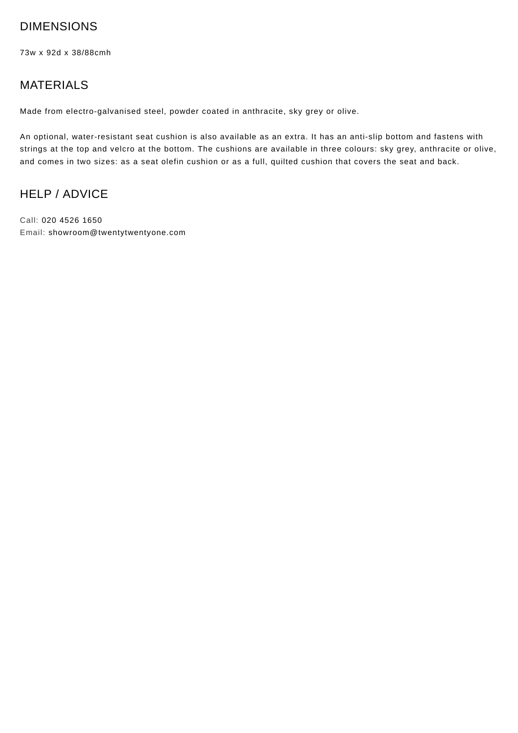## DIMENSIONS

73w x 92d x 38/88cmh

## MATERIALS

Made from electro-galvanised steel, powder coated in anthracite, sky grey or olive.

An optional, water-resistant seat cushion is also available as an extra. It has an anti-slip bottom and fastens with strings at the top and velcro at the bottom. The cushions are available in three colours: sky grey, anthracite or olive, and comes in two sizes: as a seat olefin cushion or as a full, quilted cushion that covers the seat and back.

## HELP / ADVICE

Call: 020 4526 1650
Email: showroom@twentytwentyone.com